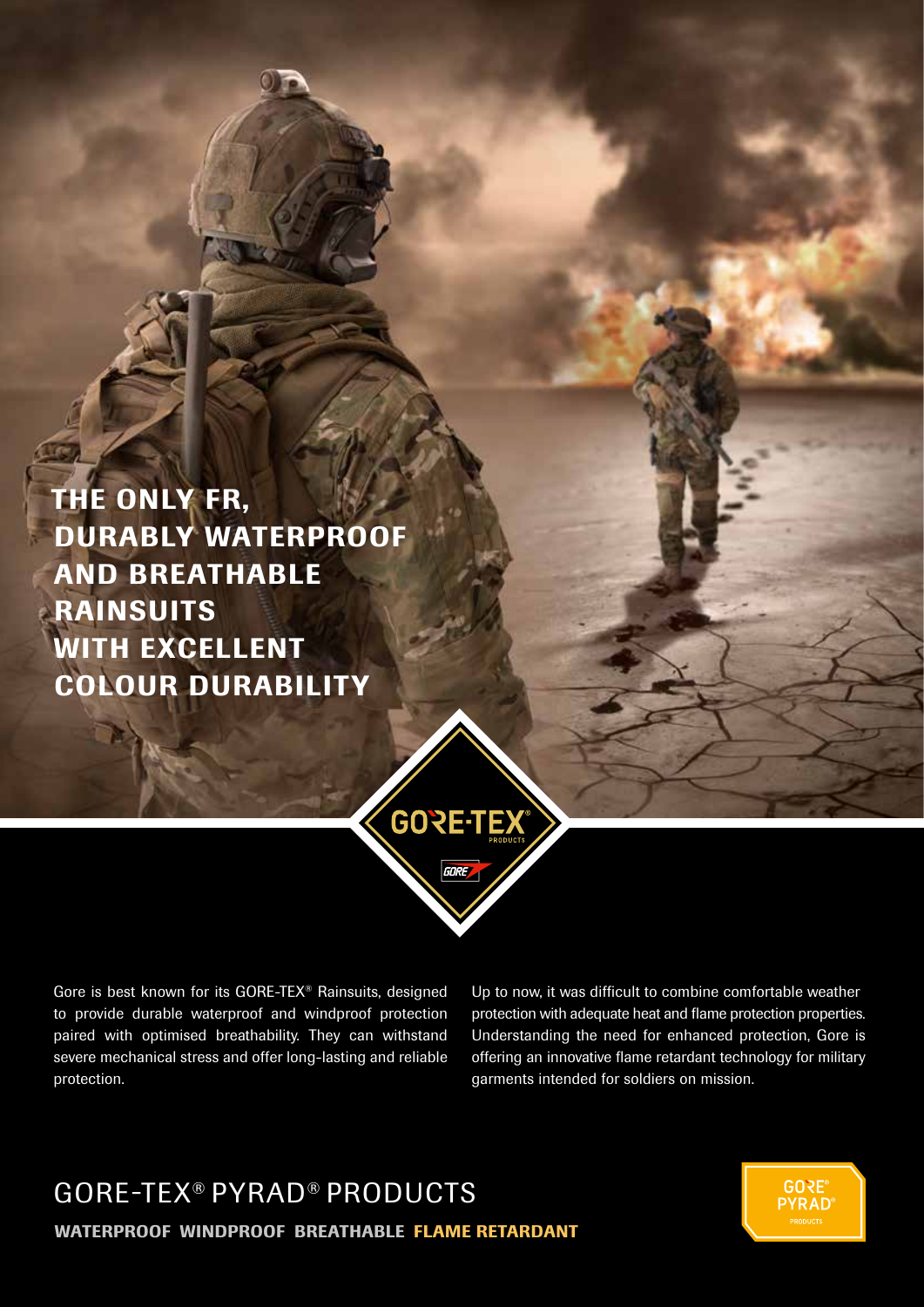# THE ONLY FR, DURABLY WATERPROOF AND BREATHABLE RAINSUITS WITH EXCELLENT COLOUR DURABILITY

Gore is best known for its GORE-TEX® Rainsuits, designed to provide durable waterproof and windproof protection paired with optimised breathability. They can withstand severe mechanical stress and offer long-lasting and reliable protection.

Up to now, it was difficult to combine comfortable weather protection with adequate heat and flame protection properties. Understanding the need for enhanced protection, Gore is offering an innovative flame retardant technology for military garments intended for soldiers on mission.

## GORE-TEX® PYRAD® PRODUCTS

**WATERPROOF WINDPROOF BREATHABLE FLAME RETARDANT**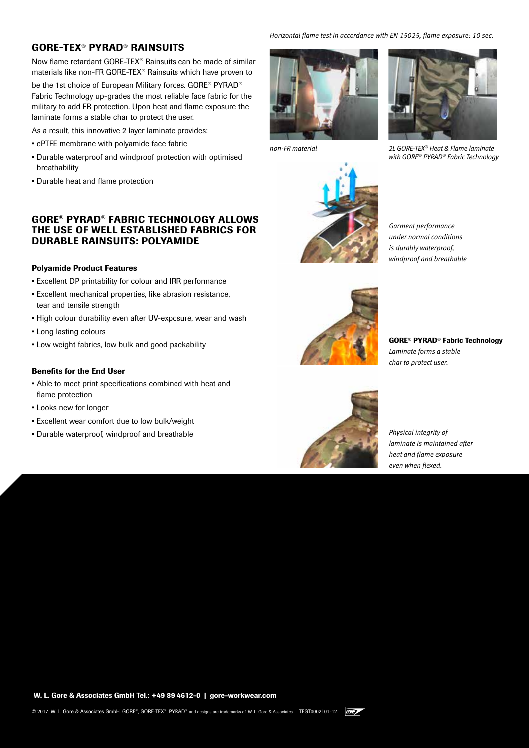## GORE-TEX® PYRAD® RAINSUITS

Now flame retardant GORE-TEX® Rainsuits can be made of similar materials like non-FR GORE-TEX® Rainsuits which have proven to be the 1st choice of European Military forces. GORE® PYRAD® Fabric Technology up-grades the most reliable face fabric for the military to add FR protection. Upon heat and flame exposure the laminate forms a stable char to protect the user.

As a result, this innovative 2 layer laminate provides:

- ePTFE membrane with polyamide face fabric
- Durable waterproof and windproof protection with optimised breathability
- Durable heat and flame protection

*Horizontal flame test in accordance with EN 15025, flame exposure: 10 sec.*

*non-FR material*

*2L GORE-TEX® Heat & Flame laminate with GORE® PYRAD® Fabric Technology*

## GORE® PYRAD® FABRIC TECHNOLOGY ALLOWS THE USE OF WELL ESTABLISHED FABRICS FOR DURABLE RAINSUITS: POLYAMIDE

### Polyamide Product Features

- Excellent DP printability for colour and IRR performance
- Excellent mechanical properties, like abrasion resistance, tear and tensile strength
- High colour durability even after UV-exposure, wear and wash
- Long lasting colours
- Low weight fabrics, low bulk and good packability

### Benefits for the End User

- Able to meet print specifications combined with heat and flame protection
- Looks new for longer
- Excellent wear comfort due to low bulk/weight
- Durable waterproof, windproof and breathable

*Garment performance under normal conditions is durably waterproof, windproof and breathable*

**GORE® PYRAD® Fabric Technology**
*Laminate forms a stable char to protect user.*

*Physical integrity of laminate is maintained after heat and flame exposure even when flexed.*

**W. L. Gore & Associates GmbH Tel.: +49 89 4612-0 | gore-workwear.com**

© 2017 W. L. Gore & Associates GmbH. GORE®, GORE-TEX®, PYRAD® and designs are trademarks of W. L. Gore & Associates. TEGT0002L01-12.